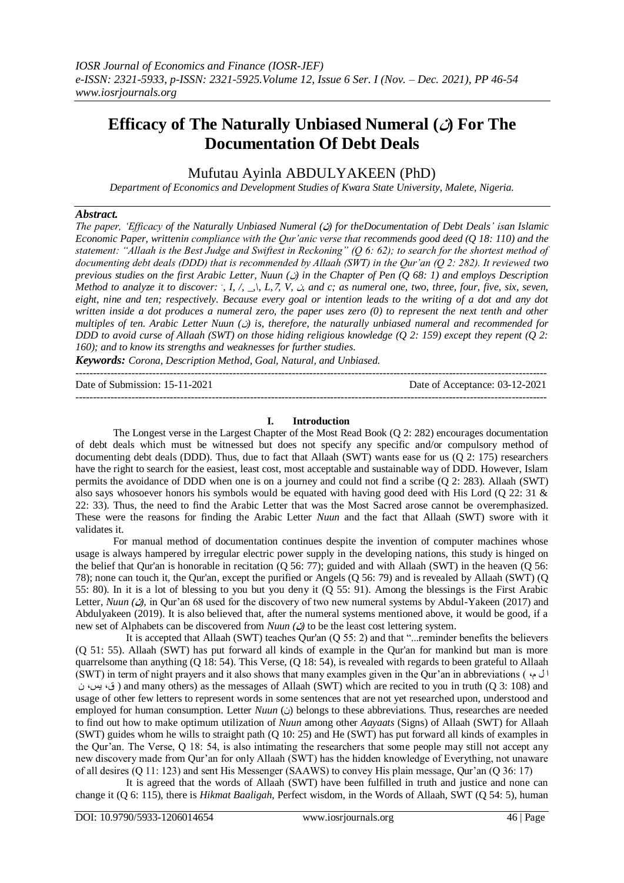IOSR Journal of Economics and Finance (IOSR-JEF)
e-ISSN: 2321-5933, p-ISSN: 2321-5925.Volume 12, Issue 6 Ser. I (Nov. – Dec. 2021), PP 46-54
www.iosrjournals.org

# Efficacy of The Naturally Unbiased Numeral (ن) For The Documentation Of Debt Deals

Mufutau Ayinla ABDULYAKEEN (PhD)

*Department of Economics and Development Studies of Kwara State University, Malete, Nigeria.*

***Abstract.***

*The paper, 'Efficacy of the Naturally Unbiased Numeral (ن) for theDocumentation of Debt Deals' isan Islamic Economic Paper, writtenin compliance with the Qur'anic verse that recommends good deed (Q 18: 110) and the statement: "Allaah is the Best Judge and Swiftest in Reckoning" (Q 6: 62); to search for the shortest method of documenting debt deals (DDD) that is recommended by Allaah (SWT) in the Qur'an (Q 2: 282). It reviewed two previous studies on the first Arabic Letter, Nuun (ن) in the Chapter of Pen (Q 68: 1) and employs Description Method to analyze it to discover: ˙, I, /, \_, \, L, 7, V, ن, and c; as numeral one, two, three, four, five, six, seven, eight, nine and ten; respectively. Because every goal or intention leads to the writing of a dot and any dot written inside a dot produces a numeral zero, the paper uses zero (0) to represent the next tenth and other multiples of ten. Arabic Letter Nuun (ن) is, therefore, the naturally unbiased numeral and recommended for DDD to avoid curse of Allaah (SWT) on those hiding religious knowledge (Q 2: 159) except they repent (Q 2: 160); and to know its strengths and weaknesses for further studies.*

***Keywords:*** *Corona, Description Method, Goal, Natural, and Unbiased.*

---

Date of Submission: 15-11-2021 | Date of Acceptance: 03-12-2021

---

## I. Introduction

The Longest verse in the Largest Chapter of the Most Read Book (Q 2: 282) encourages documentation of debt deals which must be witnessed but does not specify any specific and/or compulsory method of documenting debt deals (DDD). Thus, due to fact that Allaah (SWT) wants ease for us (Q 2: 175) researchers have the right to search for the easiest, least cost, most acceptable and sustainable way of DDD. However, Islam permits the avoidance of DDD when one is on a journey and could not find a scribe (Q 2: 283). Allaah (SWT) also says whosoever honors his symbols would be equated with having good deed with His Lord (Q 22: 31 & 22: 33). Thus, the need to find the Arabic Letter that was the Most Sacred arose cannot be overemphasized. These were the reasons for finding the Arabic Letter *Nuun* and the fact that Allaah (SWT) swore with it validates it.

For manual method of documentation continues despite the invention of computer machines whose usage is always hampered by irregular electric power supply in the developing nations, this study is hinged on the belief that Qur'an is honorable in recitation (Q 56: 77); guided and with Allaah (SWT) in the heaven (Q 56: 78); none can touch it, the Qur'an, except the purified or Angels (Q 56: 79) and is revealed by Allaah (SWT) (Q 55: 80). In it is a lot of blessing to you but you deny it (Q 55: 91). Among the blessings is the First Arabic Letter, *Nuun (ن)*, in Qur'an 68 used for the discovery of two new numeral systems by Abdul-Yakeen (2017) and Abdulyakeen (2019). It is also believed that, after the numeral systems mentioned above, it would be good, if a new set of Alphabets can be discovered from *Nuun (ن)* to be the least cost lettering system.

It is accepted that Allaah (SWT) teaches Qur'an (Q 55: 2) and that "...reminder benefits the believers (Q 51: 55). Allaah (SWT) has put forward all kinds of example in the Qur'an for mankind but man is more quarrelsome than anything (Q 18: 54). This Verse, (Q 18: 54), is revealed with regards to been grateful to Allaah (SWT) in term of night prayers and it also shows that many examples given in the Qur'an in abbreviations ( ا ل م، ق، يس، ن ) and many others) as the messages of Allaah (SWT) which are recited to you in truth (Q 3: 108) and usage of other few letters to represent words in some sentences that are not yet researched upon, understood and employed for human consumption. Letter *Nuun* (ن) belongs to these abbreviations. Thus, researches are needed to find out how to make optimum utilization of *Nuun* among other *Aayaats* (Signs) of Allaah (SWT) for Allaah (SWT) guides whom he wills to straight path (Q 10: 25) and He (SWT) has put forward all kinds of examples in the Qur'an. The Verse, Q 18: 54, is also intimating the researchers that some people may still not accept any new discovery made from Qur'an for only Allaah (SWT) has the hidden knowledge of Everything, not unaware of all desires (Q 11: 123) and sent His Messenger (SAAWS) to convey His plain message, Qur'an (Q 36: 17)

It is agreed that the words of Allaah (SWT) have been fulfilled in truth and justice and none can change it (Q 6: 115), there is *Hikmat Baaligah*, Perfect wisdom, in the Words of Allaah, SWT (Q 54: 5), human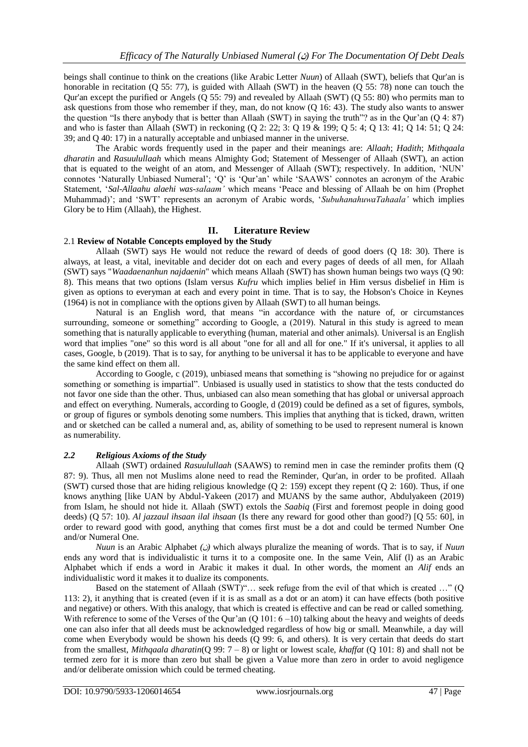beings shall continue to think on the creations (like Arabic Letter *Nuun*) of Allaah (SWT), beliefs that Qur'an is honorable in recitation (Q 55: 77), is guided with Allaah (SWT) in the heaven (Q 55: 78) none can touch the Qur'an except the purified or Angels (Q 55: 79) and revealed by Allaah (SWT) (Q 55: 80) who permits man to ask questions from those who remember if they, man, do not know (Q 16: 43). The study also wants to answer the question "Is there anybody that is better than Allaah (SWT) in saying the truth"? as in the Qur'an (Q 4: 87) and who is faster than Allaah (SWT) in reckoning (Q 2: 22; 3: Q 19 & 199; Q 5: 4; Q 13: 41; Q 14: 51; Q 24: 39; and Q 40: 17) in a naturally acceptable and unbiased manner in the universe.

The Arabic words frequently used in the paper and their meanings are: *Allaah*; *Hadith*; *Mithqaala dharatin* and *Rasuulullaah* which means Almighty God; Statement of Messenger of Allaah (SWT), an action that is equated to the weight of an atom, and Messenger of Allaah (SWT); respectively. In addition, 'NUN' connotes 'Naturally Unbiased Numeral'; 'Q' is 'Qur'an' while 'SAAWS' connotes an acronym of the Arabic Statement, '*Sal-Allaahu alaehi was-salaam'* which means 'Peace and blessing of Allaah be on him (Prophet Muhammad)'; and 'SWT' represents an acronym of Arabic words, '*SubuhanahuwaTahaala'* which implies Glory be to Him (Allaah), the Highest.

## II. Literature Review

### 2.1 Review of Notable Concepts employed by the Study

Allaah (SWT) says He would not reduce the reward of deeds of good doers (Q 18: 30). There is always, at least, a vital, inevitable and decider dot on each and every pages of deeds of all men, for Allaah (SWT) says "*Waadaenanhun najdaenin*" which means Allaah (SWT) has shown human beings two ways (Q 90: 8). This means that two options (Islam versus *Kufru* which implies belief in Him versus disbelief in Him is given as options to everyman at each and every point in time. That is to say, the Hobson's Choice in Keynes (1964) is not in compliance with the options given by Allaah (SWT) to all human beings.

Natural is an English word, that means "in accordance with the nature of, or circumstances surrounding, someone or something" according to Google, a (2019). Natural in this study is agreed to mean something that is naturally applicable to everything (human, material and other animals). Universal is an English word that implies "one" so this word is all about "one for all and all for one." If it's universal, it applies to all cases, Google, b (2019). That is to say, for anything to be universal it has to be applicable to everyone and have the same kind effect on them all.

According to Google, c (2019), unbiased means that something is "showing no prejudice for or against something or something is impartial". Unbiased is usually used in statistics to show that the tests conducted do not favor one side than the other. Thus, unbiased can also mean something that has global or universal approach and effect on everything. Numerals, according to Google, d (2019) could be defined as a set of figures, symbols, or group of figures or symbols denoting some numbers. This implies that anything that is ticked, drawn, written and or sketched can be called a numeral and, as, ability of something to be used to represent numeral is known as numerability.

### *2.2 Religious Axioms of the Study*

Allaah (SWT) ordained *Rasuulullaah* (SAAWS) to remind men in case the reminder profits them (Q 87: 9). Thus, all men not Muslims alone need to read the Reminder, Qur'an, in order to be profited. Allaah (SWT) cursed those that are hiding religious knowledge (Q 2: 159) except they repent (Q 2: 160). Thus, if one knows anything [like UAN by Abdul-Yakeen (2017) and MUANS by the same author, Abdulyakeen (2019) from Islam, he should not hide it. Allaah (SWT) extols the *Saabiq* (First and foremost people in doing good deeds) (Q 57: 10). *Al jazzaul ihsaan ilal ihsaan* (Is there any reward for good other than good?) [Q 55: 60], in order to reward good with good, anything that comes first must be a dot and could be termed Number One and/or Numeral One.

*Nuun* is an Arabic Alphabet *(ن)* which always pluralize the meaning of words. That is to say, if *Nuun* ends any word that is individualistic it turns it to a composite one. In the same Vein, Alif (l) as an Arabic Alphabet which if ends a word in Arabic it makes it dual. In other words, the moment an *Alif* ends an individualistic word it makes it to dualize its components.

Based on the statement of Allaah (SWT)"… seek refuge from the evil of that which is created …" (Q 113: 2), it anything that is created (even if it is as small as a dot or an atom) it can have effects (both positive and negative) or others. With this analogy, that which is created is effective and can be read or called something. With reference to some of the Verses of the Qur'an (Q 101: 6 –10) talking about the heavy and weights of deeds one can also infer that all deeds must be acknowledged regardless of how big or small. Meanwhile, a day will come when Everybody would be shown his deeds (Q 99: 6, and others). It is very certain that deeds do start from the smallest, *Mithqaala dharatin*(Q 99: 7 – 8) or light or lowest scale, *khaffat* (Q 101: 8) and shall not be termed zero for it is more than zero but shall be given a Value more than zero in order to avoid negligence and/or deliberate omission which could be termed cheating.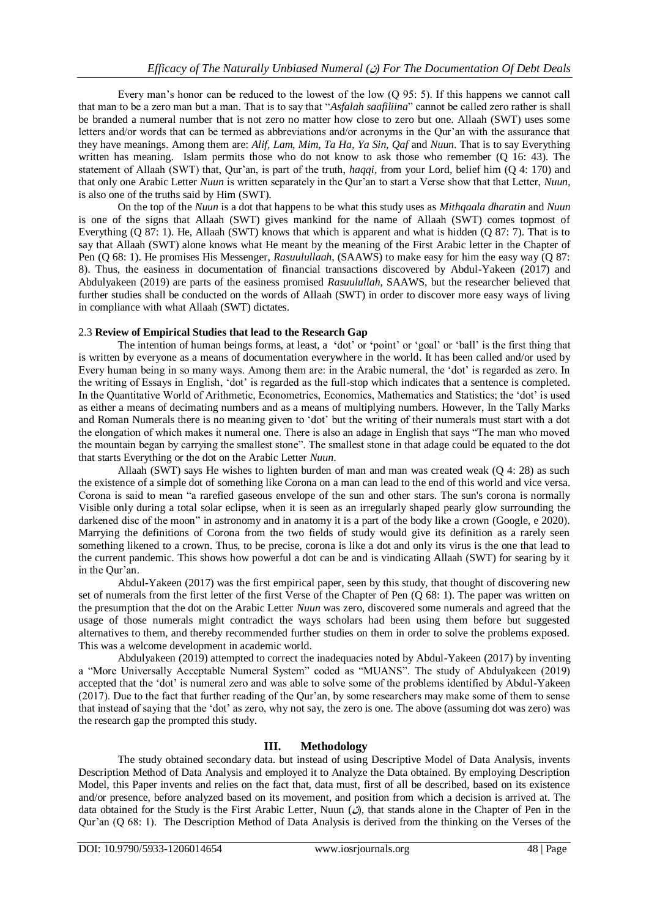Every man's honor can be reduced to the lowest of the low (Q 95: 5). If this happens we cannot call that man to be a zero man but a man. That is to say that "*Asfalah saafiliina*" cannot be called zero rather is shall be branded a numeral number that is not zero no matter how close to zero but one. Allaah (SWT) uses some letters and/or words that can be termed as abbreviations and/or acronyms in the Qur'an with the assurance that they have meanings. Among them are: *Alif, Lam, Mim, Ta Ha, Ya Sin, Qaf* and *Nuun*. That is to say Everything written has meaning. Islam permits those who do not know to ask those who remember (Q 16: 43). The statement of Allaah (SWT) that, Qur'an, is part of the truth, *haqqi*, from your Lord, belief him (Q 4: 170) and that only one Arabic Letter *Nuun* is written separately in the Qur'an to start a Verse show that that Letter, *Nuun*, is also one of the truths said by Him (SWT).

On the top of the *Nuun* is a dot that happens to be what this study uses as *Mithqaala dharatin* and *Nuun* is one of the signs that Allaah (SWT) gives mankind for the name of Allaah (SWT) comes topmost of Everything (Q 87: 1). He, Allaah (SWT) knows that which is apparent and what is hidden (Q 87: 7). That is to say that Allaah (SWT) alone knows what He meant by the meaning of the First Arabic letter in the Chapter of Pen (Q 68: 1). He promises His Messenger, *Rasuulullaah*, (SAAWS) to make easy for him the easy way (Q 87: 8). Thus, the easiness in documentation of financial transactions discovered by Abdul-Yakeen (2017) and Abdulyakeen (2019) are parts of the easiness promised *Rasuulullah*, SAAWS, but the researcher believed that further studies shall be conducted on the words of Allaah (SWT) in order to discover more easy ways of living in compliance with what Allaah (SWT) dictates.

### 2.3 **Review of Empirical Studies that lead to the Research Gap**

The intention of human beings forms, at least, a 'dot' or 'point' or 'goal' or 'ball' is the first thing that is written by everyone as a means of documentation everywhere in the world. It has been called and/or used by Every human being in so many ways. Among them are: in the Arabic numeral, the 'dot' is regarded as zero. In the writing of Essays in English, 'dot' is regarded as the full-stop which indicates that a sentence is completed. In the Quantitative World of Arithmetic, Econometrics, Economics, Mathematics and Statistics; the 'dot' is used as either a means of decimating numbers and as a means of multiplying numbers. However, In the Tally Marks and Roman Numerals there is no meaning given to 'dot' but the writing of their numerals must start with a dot the elongation of which makes it numeral one. There is also an adage in English that says "The man who moved the mountain began by carrying the smallest stone". The smallest stone in that adage could be equated to the dot that starts Everything or the dot on the Arabic Letter *Nuun*.

Allaah (SWT) says He wishes to lighten burden of man and man was created weak (Q 4: 28) as such the existence of a simple dot of something like Corona on a man can lead to the end of this world and vice versa. Corona is said to mean "a rarefied gaseous envelope of the sun and other stars. The sun's corona is normally Visible only during a total solar eclipse, when it is seen as an irregularly shaped pearly glow surrounding the darkened disc of the moon" in astronomy and in anatomy it is a part of the body like a crown (Google, e 2020). Marrying the definitions of Corona from the two fields of study would give its definition as a rarely seen something likened to a crown. Thus, to be precise, corona is like a dot and only its virus is the one that lead to the current pandemic. This shows how powerful a dot can be and is vindicating Allaah (SWT) for searing by it in the Qur'an.

Abdul-Yakeen (2017) was the first empirical paper, seen by this study, that thought of discovering new set of numerals from the first letter of the first Verse of the Chapter of Pen (Q 68: 1). The paper was written on the presumption that the dot on the Arabic Letter *Nuun* was zero, discovered some numerals and agreed that the usage of those numerals might contradict the ways scholars had been using them before but suggested alternatives to them, and thereby recommended further studies on them in order to solve the problems exposed. This was a welcome development in academic world.

Abdulyakeen (2019) attempted to correct the inadequacies noted by Abdul-Yakeen (2017) by inventing a "More Universally Acceptable Numeral System" coded as "MUANS". The study of Abdulyakeen (2019) accepted that the 'dot' is numeral zero and was able to solve some of the problems identified by Abdul-Yakeen (2017). Due to the fact that further reading of the Qur'an, by some researchers may make some of them to sense that instead of saying that the 'dot' as zero, why not say, the zero is one. The above (assuming dot was zero) was the research gap the prompted this study.

## III. Methodology

The study obtained secondary data. but instead of using Descriptive Model of Data Analysis, invents Description Method of Data Analysis and employed it to Analyze the Data obtained. By employing Description Model, this Paper invents and relies on the fact that, data must, first of all be described, based on its existence and/or presence, before analyzed based on its movement, and position from which a decision is arrived at. The data obtained for the Study is the First Arabic Letter, Nuun (ن), that stands alone in the Chapter of Pen in the Qur'an (Q 68: 1). The Description Method of Data Analysis is derived from the thinking on the Verses of the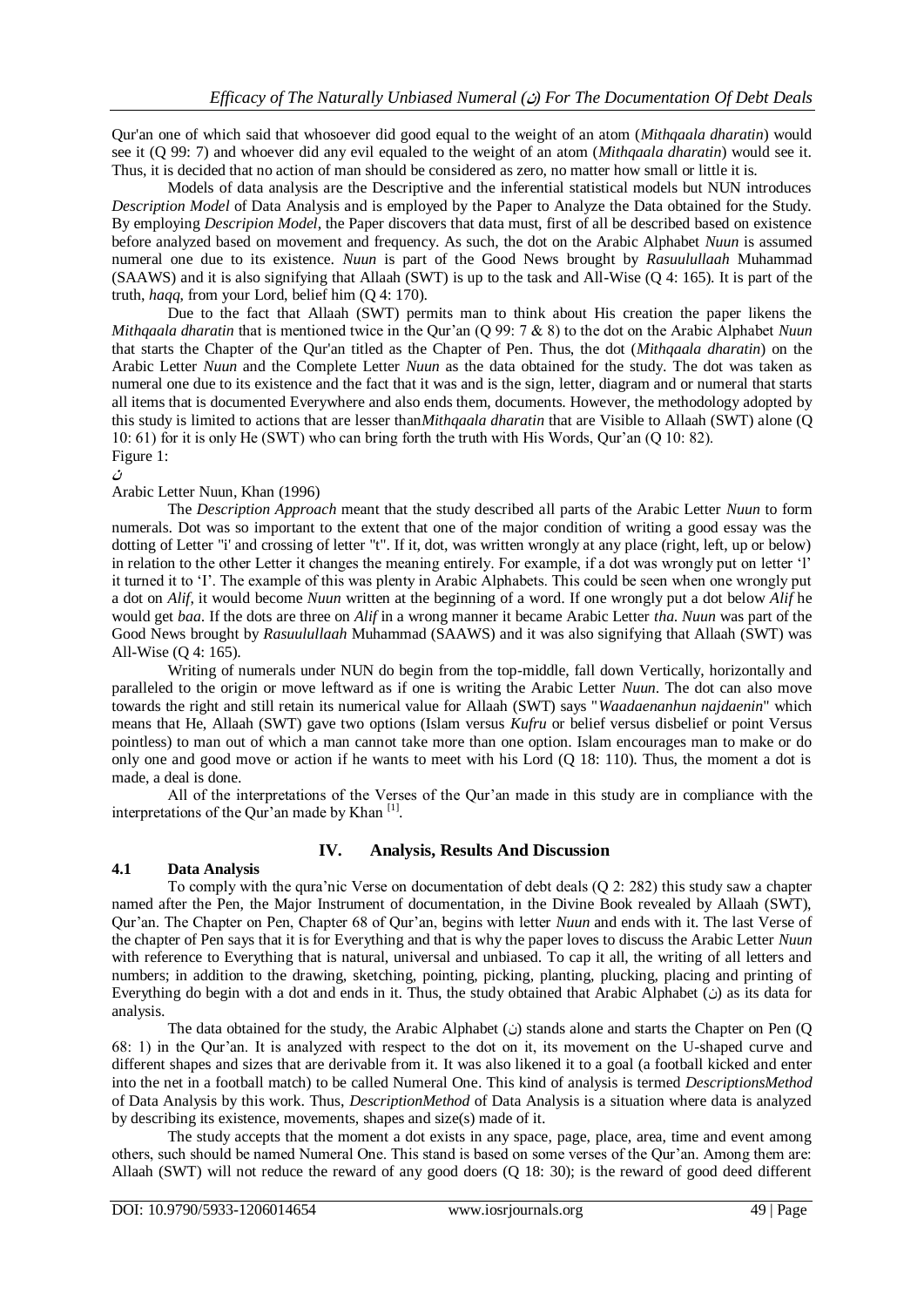Qur'an one of which said that whosoever did good equal to the weight of an atom (*Mithqaala dharatin*) would see it (Q 99: 7) and whoever did any evil equaled to the weight of an atom (*Mithqaala dharatin*) would see it. Thus, it is decided that no action of man should be considered as zero, no matter how small or little it is.

Models of data analysis are the Descriptive and the inferential statistical models but NUN introduces *Description Model* of Data Analysis and is employed by the Paper to Analyze the Data obtained for the Study. By employing *Descripion Model*, the Paper discovers that data must, first of all be described based on existence before analyzed based on movement and frequency. As such, the dot on the Arabic Alphabet *Nuun* is assumed numeral one due to its existence. *Nuun* is part of the Good News brought by *Rasuulullaah* Muhammad (SAAWS) and it is also signifying that Allaah (SWT) is up to the task and All-Wise (Q 4: 165). It is part of the truth, *haqq*, from your Lord, belief him (Q 4: 170).

Due to the fact that Allaah (SWT) permits man to think about His creation the paper likens the *Mithqaala dharatin* that is mentioned twice in the Qur'an (Q 99: 7 & 8) to the dot on the Arabic Alphabet *Nuun* that starts the Chapter of the Qur'an titled as the Chapter of Pen. Thus, the dot (*Mithqaala dharatin*) on the Arabic Letter *Nuun* and the Complete Letter *Nuun* as the data obtained for the study. The dot was taken as numeral one due to its existence and the fact that it was and is the sign, letter, diagram and or numeral that starts all items that is documented Everywhere and also ends them, documents. However, the methodology adopted by this study is limited to actions that are lesser than*Mithqaala dharatin* that are Visible to Allaah (SWT) alone (Q 10: 61) for it is only He (SWT) who can bring forth the truth with His Words, Qur'an (Q 10: 82).

Figure 1:

ن

Arabic Letter Nuun, Khan (1996)

The *Description Approach* meant that the study described all parts of the Arabic Letter *Nuun* to form numerals. Dot was so important to the extent that one of the major condition of writing a good essay was the dotting of Letter "i' and crossing of letter "t". If it, dot, was written wrongly at any place (right, left, up or below) in relation to the other Letter it changes the meaning entirely. For example, if a dot was wrongly put on letter 'l' it turned it to 'I'. The example of this was plenty in Arabic Alphabets. This could be seen when one wrongly put a dot on *Alif*, it would become *Nuun* written at the beginning of a word. If one wrongly put a dot below *Alif* he would get *baa*. If the dots are three on *Alif* in a wrong manner it became Arabic Letter *tha*. *Nuun* was part of the Good News brought by *Rasuulullaah* Muhammad (SAAWS) and it was also signifying that Allaah (SWT) was All-Wise (Q 4: 165).

Writing of numerals under NUN do begin from the top-middle, fall down Vertically, horizontally and paralleled to the origin or move leftward as if one is writing the Arabic Letter *Nuun*. The dot can also move towards the right and still retain its numerical value for Allaah (SWT) says "*Waadaenanhun najdaenin*" which means that He, Allaah (SWT) gave two options (Islam versus *Kufru* or belief versus disbelief or point Versus pointless) to man out of which a man cannot take more than one option. Islam encourages man to make or do only one and good move or action if he wants to meet with his Lord (Q 18: 110). Thus, the moment a dot is made, a deal is done.

All of the interpretations of the Verses of the Qur'an made in this study are in compliance with the interpretations of the Qur'an made by Khan [1].

## IV. Analysis, Results And Discussion

### 4.1 Data Analysis

To comply with the qura'nic Verse on documentation of debt deals (Q 2: 282) this study saw a chapter named after the Pen, the Major Instrument of documentation, in the Divine Book revealed by Allaah (SWT), Qur'an. The Chapter on Pen, Chapter 68 of Qur'an, begins with letter *Nuun* and ends with it. The last Verse of the chapter of Pen says that it is for Everything and that is why the paper loves to discuss the Arabic Letter *Nuun* with reference to Everything that is natural, universal and unbiased. To cap it all, the writing of all letters and numbers; in addition to the drawing, sketching, pointing, picking, planting, plucking, placing and printing of Everything do begin with a dot and ends in it. Thus, the study obtained that Arabic Alphabet (ن) as its data for analysis.

The data obtained for the study, the Arabic Alphabet (ن) stands alone and starts the Chapter on Pen (Q 68: 1) in the Qur'an. It is analyzed with respect to the dot on it, its movement on the U-shaped curve and different shapes and sizes that are derivable from it. It was also likened it to a goal (a football kicked and enter into the net in a football match) to be called Numeral One. This kind of analysis is termed *DescriptionsMethod* of Data Analysis by this work. Thus, *DescriptionMethod* of Data Analysis is a situation where data is analyzed by describing its existence, movements, shapes and size(s) made of it.

The study accepts that the moment a dot exists in any space, page, place, area, time and event among others, such should be named Numeral One. This stand is based on some verses of the Qur'an. Among them are: Allaah (SWT) will not reduce the reward of any good doers (Q 18: 30); is the reward of good deed different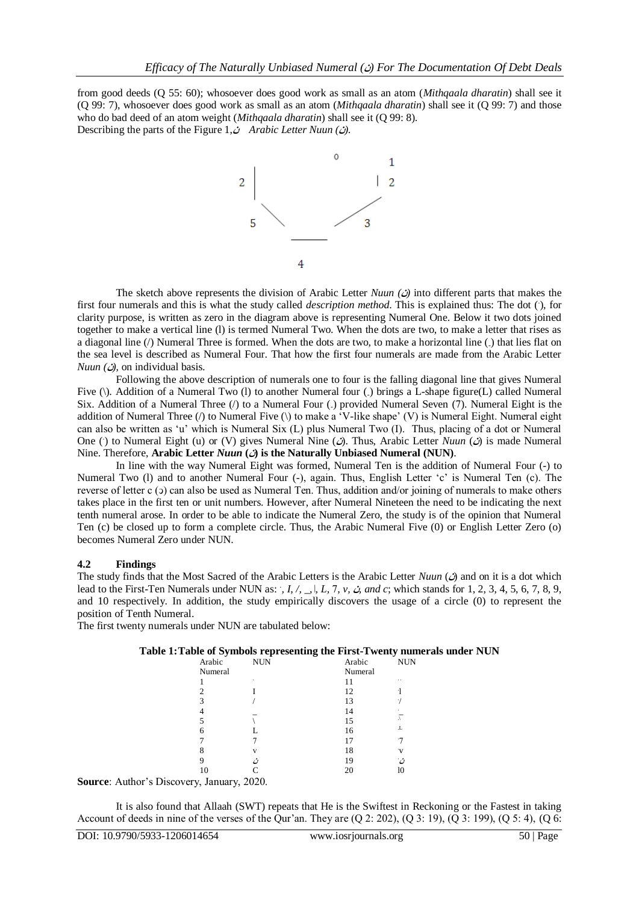from good deeds (Q 55: 60); whosoever does good work as small as an atom (*Mithqaala dharatin*) shall see it (Q 99: 7), whosoever does good work as small as an atom (*Mithqaala dharatin*) shall see it (Q 99: 7) and those who do bad deed of an atom weight (*Mithqaala dharatin*) shall see it (Q 99: 8).

Describing the parts of the Figure 1,ن *Arabic Letter Nuun (ن).*

```
              0      1
2 |                  | 2

   5  \          /  3
        ______

           4
```

The sketch above represents the division of Arabic Letter *Nuun (ن)* into different parts that makes the first four numerals and this is what the study called *description method*. This is explained thus: The dot (˙), for clarity purpose, is written as zero in the diagram above is representing Numeral One. Below it two dots joined together to make a vertical line (l) is termed Numeral Two. When the dots are two, to make a letter that rises as a diagonal line (/) Numeral Three is formed. When the dots are two, to make a horizontal line (_) that lies flat on the sea level is described as Numeral Four. That how the first four numerals are made from the Arabic Letter *Nuun (ن)*, on individual basis.

Following the above description of numerals one to four is the falling diagonal line that gives Numeral Five (\). Addition of a Numeral Two (l) to another Numeral four (_) brings a L-shape figure(L) called Numeral Six. Addition of a Numeral Three (/) to a Numeral Four (_) provided Numeral Seven (7). Numeral Eight is the addition of Numeral Three (/) to Numeral Five (\) to make a 'V-like shape' (V) is Numeral Eight. Numeral eight can also be written as 'u' which is Numeral Six (L) plus Numeral Two (I). Thus, placing of a dot or Numeral One (˙) to Numeral Eight (u) or (V) gives Numeral Nine (ن). Thus, Arabic Letter *Nuun* (ن) is made Numeral Nine. Therefore, **Arabic Letter *Nuun* (ن) is the Naturally Unbiased Numeral (NUN)**.

In line with the way Numeral Eight was formed, Numeral Ten is the addition of Numeral Four (-) to Numeral Two (l) and to another Numeral Four (-), again. Thus, English Letter 'c' is Numeral Ten (c). The reverse of letter c (ɔ) can also be used as Numeral Ten. Thus, addition and/or joining of numerals to make others takes place in the first ten or unit numbers. However, after Numeral Nineteen the need to be indicating the next tenth numeral arose. In order to be able to indicate the Numeral Zero, the study is of the opinion that Numeral Ten (c) be closed up to form a complete circle. Thus, the Arabic Numeral Five (0) or English Letter Zero (o) becomes Numeral Zero under NUN.

## 4.2 Findings

The study finds that the Most Sacred of the Arabic Letters is the Arabic Letter *Nuun* (ن) and on it is a dot which lead to the First-Ten Numerals under NUN as: *˙, I, /, _, |, L, 7, v, ن, and c*; which stands for 1, 2, 3, 4, 5, 6, 7, 8, 9, and 10 respectively. In addition, the study empirically discovers the usage of a circle (0) to represent the position of Tenth Numeral.

The first twenty numerals under NUN are tabulated below:

**Table 1: Table of Symbols representing the First-Twenty numerals under NUN**

| Arabic Numeral | NUN | Arabic Numeral | NUN |
|---|---|---|---|
| 1 | ˙ | 11 | ˙˙ |
| 2 | I | 12 | ˙l |
| 3 | / | 13 | ˙/ |
| 4 | _ | 14 | ˙_ |
| 5 | \ | 15 | ˙\ |
| 6 | L | 16 | ˙L |
| 7 | 7 | 17 | ˙7 |
| 8 | v | 18 | ˙v |
| 9 | ن | 19 | ˙ن |
| 10 | C | 20 | l0 |

**Source**: Author's Discovery, January, 2020.

It is also found that Allaah (SWT) repeats that He is the Swiftest in Reckoning or the Fastest in taking Account of deeds in nine of the verses of the Qur'an. They are (Q 2: 202), (Q 3: 19), (Q 3: 199), (Q 5: 4), (Q 6: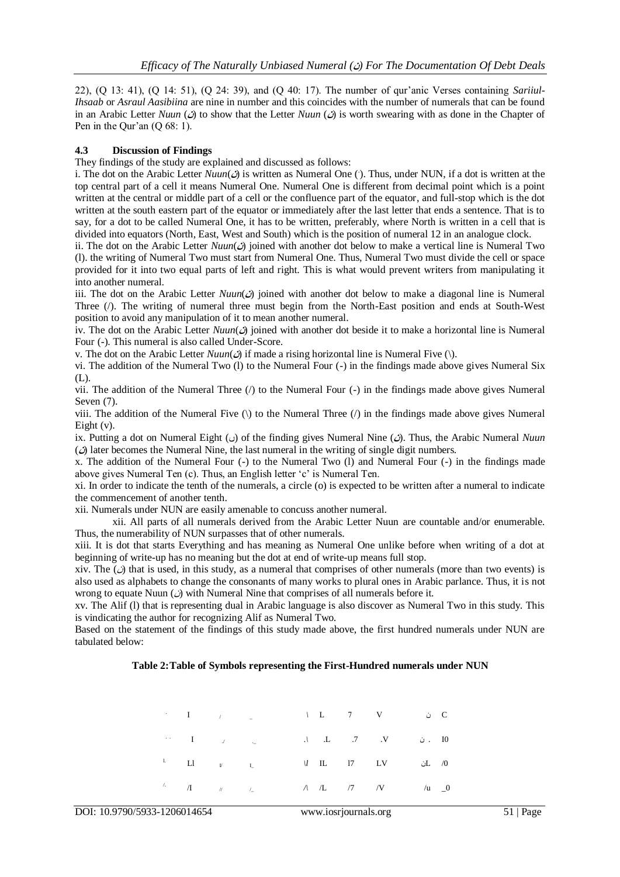22), (Q 13: 41), (Q 14: 51), (Q 24: 39), and (Q 40: 17). The number of qur'anic Verses containing *Sariiul-Ihsaab* or *Asraul Aasibiina* are nine in number and this coincides with the number of numerals that can be found in an Arabic Letter *Nuun* (ن) to show that the Letter *Nuun* (ن) is worth swearing with as done in the Chapter of Pen in the Qur'an (Q 68: 1).

### 4.3 Discussion of Findings

They findings of the study are explained and discussed as follows:

i. The dot on the Arabic Letter *Nuun*(ن) is written as Numeral One (˙). Thus, under NUN, if a dot is written at the top central part of a cell it means Numeral One. Numeral One is different from decimal point which is a point written at the central or middle part of a cell or the confluence part of the equator, and full-stop which is the dot written at the south eastern part of the equator or immediately after the last letter that ends a sentence. That is to say, for a dot to be called Numeral One, it has to be written, preferably, where North is written in a cell that is divided into equators (North, East, West and South) which is the position of numeral 12 in an analogue clock.

ii. The dot on the Arabic Letter *Nuun*(ن) joined with another dot below to make a vertical line is Numeral Two (l). the writing of Numeral Two must start from Numeral One. Thus, Numeral Two must divide the cell or space provided for it into two equal parts of left and right. This is what would prevent writers from manipulating it into another numeral.

iii. The dot on the Arabic Letter *Nuun*(ن) joined with another dot below to make a diagonal line is Numeral Three (/). The writing of numeral three must begin from the North-East position and ends at South-West position to avoid any manipulation of it to mean another numeral.

iv. The dot on the Arabic Letter *Nuun*(ن) joined with another dot beside it to make a horizontal line is Numeral Four (-). This numeral is also called Under-Score.

v. The dot on the Arabic Letter *Nuun*(ن) if made a rising horizontal line is Numeral Five (\).

vi. The addition of the Numeral Two (l) to the Numeral Four (-) in the findings made above gives Numeral Six (L).

vii. The addition of the Numeral Three (/) to the Numeral Four (-) in the findings made above gives Numeral Seven (7).

viii. The addition of the Numeral Five (\) to the Numeral Three (/) in the findings made above gives Numeral Eight (v).

ix. Putting a dot on Numeral Eight (ں) of the finding gives Numeral Nine (ن). Thus, the Arabic Numeral *Nuun* (ن) later becomes the Numeral Nine, the last numeral in the writing of single digit numbers.

x. The addition of the Numeral Four (-) to the Numeral Two (l) and Numeral Four (-) in the findings made above gives Numeral Ten (c). Thus, an English letter 'c' is Numeral Ten.

xi. In order to indicate the tenth of the numerals, a circle (o) is expected to be written after a numeral to indicate the commencement of another tenth.

xii. Numerals under NUN are easily amenable to concuss another numeral.

xii. All parts of all numerals derived from the Arabic Letter Nuun are countable and/or enumerable. Thus, the numerability of NUN surpasses that of other numerals.

xiii. It is dot that starts Everything and has meaning as Numeral One unlike before when writing of a dot at beginning of write-up has no meaning but the dot at end of write-up means full stop.

xiv. The (ن) that is used, in this study, as a numeral that comprises of other numerals (more than two events) is also used as alphabets to change the consonants of many works to plural ones in Arabic parlance. Thus, it is not wrong to equate Nuun (ن) with Numeral Nine that comprises of all numerals before it.

xv. The Alif (l) that is representing dual in Arabic language is also discover as Numeral Two in this study. This is vindicating the author for recognizing Alif as Numeral Two.

Based on the statement of the findings of this study made above, the first hundred numerals under NUN are tabulated below:

**Table 2: Table of Symbols representing the First-Hundred numerals under NUN**

| | | | | | | | | | |
|---|---|---|---|---|---|---|---|---|---|
| ˙ | I | / | _ | \ | L | 7 | V | ن | C |
| ˙ ˙ | I | ./ | ._ | .\ | .L | .7 | .V | ن . | I0 |
| L | Ll | l/ | l_ | \l | lL | l7 | LV | نL | /0 |
| /. | /I | // | /_ | /\ | /L | /7 | /V | /u | _0 |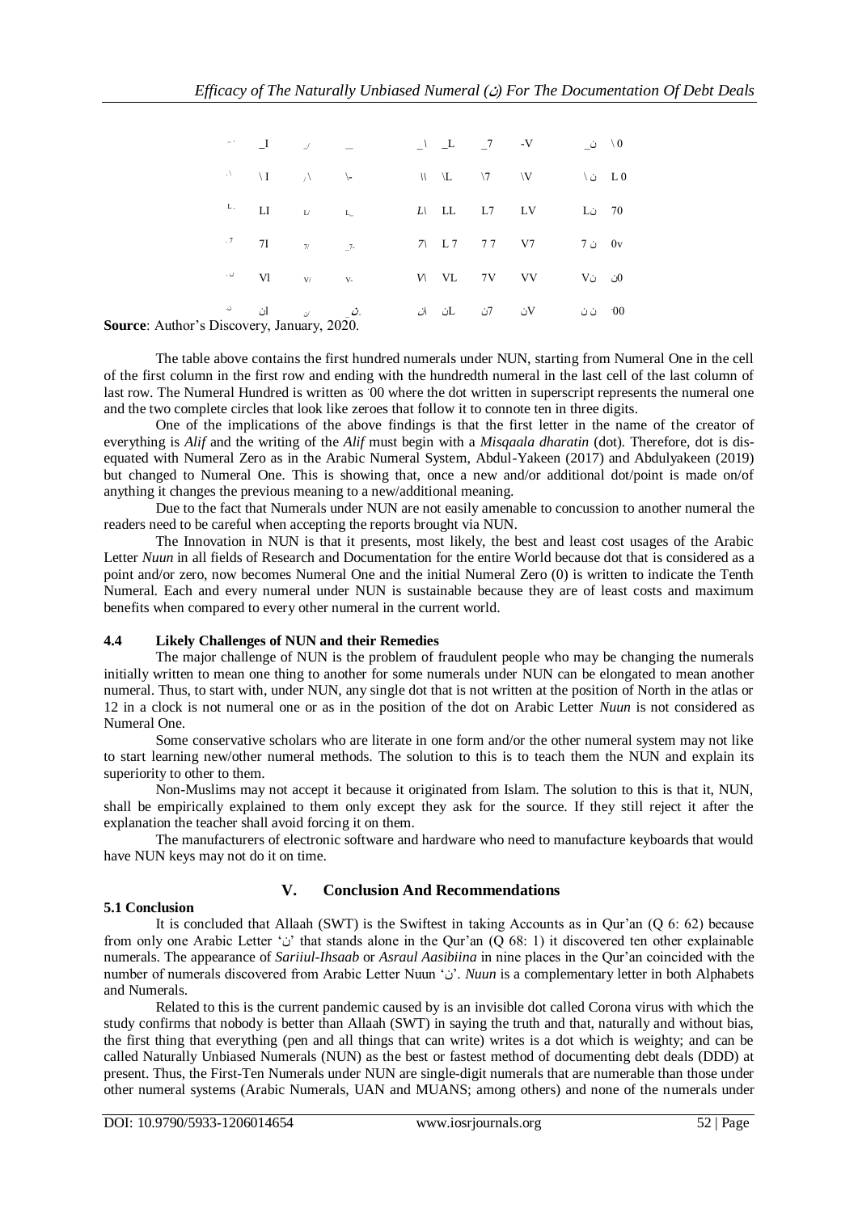| | | | | | | | | | |
|---|---|---|---|---|---|---|---|---|---|
| -· | _I | _/ | _ | _\ | _L | _7 | -V | ن_ | \0 |
| ·\ | \I | /\ | \- | \\ | \L | \7 | \V | ن\ | L0 |
| L· | LI | L/ | L_ | L\ | LL | L7 | LV | Lن | 70 |
| ·7 | 7I | 7/ | _7- | 7\ | L7 | 77 | V7 | 7ن | 0v |
| ·ن | Vl | V/ | V- | V\ | VL | 7V | VV | Vن | ن0 |
| ن· | اں | ن/ | ن_ | ان | ںL | ن7 | ںV | ن ن | ·00 |

**Source**: Author's Discovery, January, 2020.

The table above contains the first hundred numerals under NUN, starting from Numeral One in the cell of the first column in the first row and ending with the hundredth numeral in the last cell of the last column of last row. The Numeral Hundred is written as ·00 where the dot written in superscript represents the numeral one and the two complete circles that look like zeroes that follow it to connote ten in three digits.

One of the implications of the above findings is that the first letter in the name of the creator of everything is *Alif* and the writing of the *Alif* must begin with a *Misqaala dharatin* (dot). Therefore, dot is dis-equated with Numeral Zero as in the Arabic Numeral System, Abdul-Yakeen (2017) and Abdulyakeen (2019) but changed to Numeral One. This is showing that, once a new and/or additional dot/point is made on/of anything it changes the previous meaning to a new/additional meaning.

Due to the fact that Numerals under NUN are not easily amenable to concussion to another numeral the readers need to be careful when accepting the reports brought via NUN.

The Innovation in NUN is that it presents, most likely, the best and least cost usages of the Arabic Letter *Nuun* in all fields of Research and Documentation for the entire World because dot that is considered as a point and/or zero, now becomes Numeral One and the initial Numeral Zero (0) is written to indicate the Tenth Numeral. Each and every numeral under NUN is sustainable because they are of least costs and maximum benefits when compared to every other numeral in the current world.

### 4.4 Likely Challenges of NUN and their Remedies

The major challenge of NUN is the problem of fraudulent people who may be changing the numerals initially written to mean one thing to another for some numerals under NUN can be elongated to mean another numeral. Thus, to start with, under NUN, any single dot that is not written at the position of North in the atlas or 12 in a clock is not numeral one or as in the position of the dot on Arabic Letter *Nuun* is not considered as Numeral One.

Some conservative scholars who are literate in one form and/or the other numeral system may not like to start learning new/other numeral methods. The solution to this is to teach them the NUN and explain its superiority to other to them.

Non-Muslims may not accept it because it originated from Islam. The solution to this is that it, NUN, shall be empirically explained to them only except they ask for the source. If they still reject it after the explanation the teacher shall avoid forcing it on them.

The manufacturers of electronic software and hardware who need to manufacture keyboards that would have NUN keys may not do it on time.

## V. Conclusion And Recommendations

### 5.1 Conclusion

It is concluded that Allaah (SWT) is the Swiftest in taking Accounts as in Qur'an (Q 6: 62) because from only one Arabic Letter 'ن' that stands alone in the Qur'an (Q 68: 1) it discovered ten other explainable numerals. The appearance of *Sariiul-Ihsaab* or *Asraul Aasibiina* in nine places in the Qur'an coincided with the number of numerals discovered from Arabic Letter Nuun 'ن'. *Nuun* is a complementary letter in both Alphabets and Numerals.

Related to this is the current pandemic caused by is an invisible dot called Corona virus with which the study confirms that nobody is better than Allaah (SWT) in saying the truth and that, naturally and without bias, the first thing that everything (pen and all things that can write) writes is a dot which is weighty; and can be called Naturally Unbiased Numerals (NUN) as the best or fastest method of documenting debt deals (DDD) at present. Thus, the First-Ten Numerals under NUN are single-digit numerals that are numerable than those under other numeral systems (Arabic Numerals, UAN and MUANS; among others) and none of the numerals under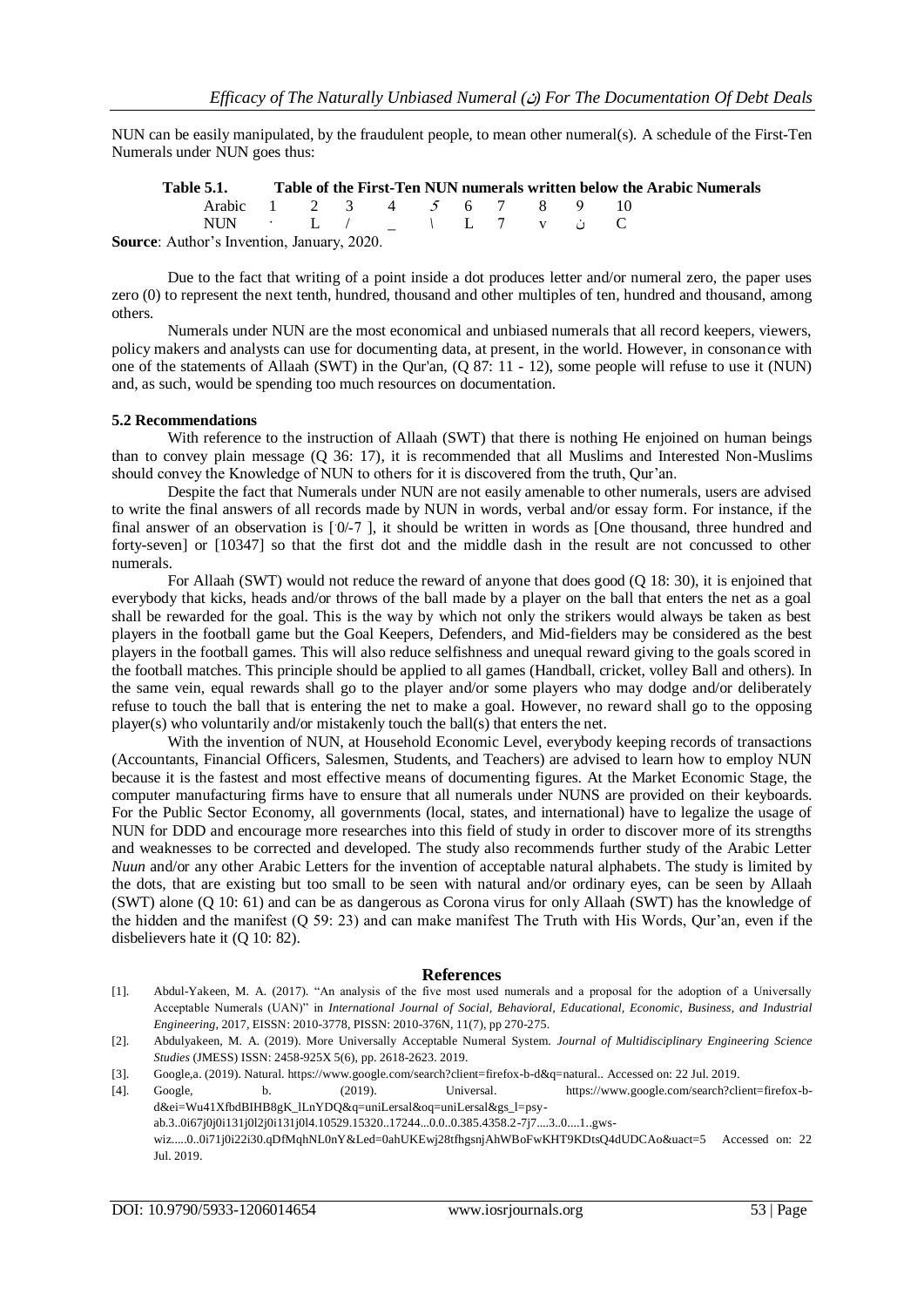NUN can be easily manipulated, by the fraudulent people, to mean other numeral(s). A schedule of the First-Ten Numerals under NUN goes thus:

**Table 5.1. Table of the First-Ten NUN numerals written below the Arabic Numerals**

| Arabic | 1 | 2 | 3 | 4 | 5 | 6 | 7 | 8 | 9 | 10 |
|---|---|---|---|---|---|---|---|---|---|---|
| NUN | · | L | / | _ | \ | L | 7 | v | ن | C |

**Source**: Author's Invention, January, 2020.

Due to the fact that writing of a point inside a dot produces letter and/or numeral zero, the paper uses zero (0) to represent the next tenth, hundred, thousand and other multiples of ten, hundred and thousand, among others.

Numerals under NUN are the most economical and unbiased numerals that all record keepers, viewers, policy makers and analysts can use for documenting data, at present, in the world. However, in consonance with one of the statements of Allaah (SWT) in the Qur'an, (Q 87: 11 - 12), some people will refuse to use it (NUN) and, as such, would be spending too much resources on documentation.

### 5.2 Recommendations

With reference to the instruction of Allaah (SWT) that there is nothing He enjoined on human beings than to convey plain message (Q 36: 17), it is recommended that all Muslims and Interested Non-Muslims should convey the Knowledge of NUN to others for it is discovered from the truth, Qur'an.

Despite the fact that Numerals under NUN are not easily amenable to other numerals, users are advised to write the final answers of all records made by NUN in words, verbal and/or essay form. For instance, if the final answer of an observation is [·0/-7 ], it should be written in words as [One thousand, three hundred and forty-seven] or [10347] so that the first dot and the middle dash in the result are not concussed to other numerals.

For Allaah (SWT) would not reduce the reward of anyone that does good (Q 18: 30), it is enjoined that everybody that kicks, heads and/or throws of the ball made by a player on the ball that enters the net as a goal shall be rewarded for the goal. This is the way by which not only the strikers would always be taken as best players in the football game but the Goal Keepers, Defenders, and Mid-fielders may be considered as the best players in the football games. This will also reduce selfishness and unequal reward giving to the goals scored in the football matches. This principle should be applied to all games (Handball, cricket, volley Ball and others). In the same vein, equal rewards shall go to the player and/or some players who may dodge and/or deliberately refuse to touch the ball that is entering the net to make a goal. However, no reward shall go to the opposing player(s) who voluntarily and/or mistakenly touch the ball(s) that enters the net.

With the invention of NUN, at Household Economic Level, everybody keeping records of transactions (Accountants, Financial Officers, Salesmen, Students, and Teachers) are advised to learn how to employ NUN because it is the fastest and most effective means of documenting figures. At the Market Economic Stage, the computer manufacturing firms have to ensure that all numerals under NUNS are provided on their keyboards. For the Public Sector Economy, all governments (local, states, and international) have to legalize the usage of NUN for DDD and encourage more researches into this field of study in order to discover more of its strengths and weaknesses to be corrected and developed. The study also recommends further study of the Arabic Letter *Nuun* and/or any other Arabic Letters for the invention of acceptable natural alphabets. The study is limited by the dots, that are existing but too small to be seen with natural and/or ordinary eyes, can be seen by Allaah (SWT) alone (Q 10: 61) and can be as dangerous as Corona virus for only Allaah (SWT) has the knowledge of the hidden and the manifest (Q 59: 23) and can make manifest The Truth with His Words, Qur'an, even if the disbelievers hate it (Q 10: 82).

## References

[1]. Abdul-Yakeen, M. A. (2017). "An analysis of the five most used numerals and a proposal for the adoption of a Universally Acceptable Numerals (UAN)" in *International Journal of Social, Behavioral, Educational, Economic, Business, and Industrial Engineering,* 2017, EISSN: 2010-3778, PISSN: 2010-376N, 11(7), pp 270-275.

[2]. Abdulyakeen, M. A. (2019). More Universally Acceptable Numeral System. *Journal of Multidisciplinary Engineering Science Studies* (JMESS) ISSN: 2458-925X 5(6), pp. 2618-2623. 2019.

[3]. Google,a. (2019). Natural. https://www.google.com/search?client=firefox-b-d&q=natural.. Accessed on: 22 Jul. 2019.

[4]. Google, b. (2019). Universal. https://www.google.com/search?client=firefox-b-d&ei=Wu41XfbdBIHB8gK_lLnYDQ&q=uniLersal&oq=uniLersal&gs_l=psy-ab.3..0i67j0j0i131j0l2j0i131j0l4.10529.15320..17244...0.0..0.385.4358.2-7j7....3..0....1..gws-wiz.....0..0i71j0i22i30.qDfMqhNL0nY&Led=0ahUKEwj28tfhgsnjAhWBoFwKHT9KDtsQ4dUDCAo&uact=5 Accessed on: 22 Jul. 2019.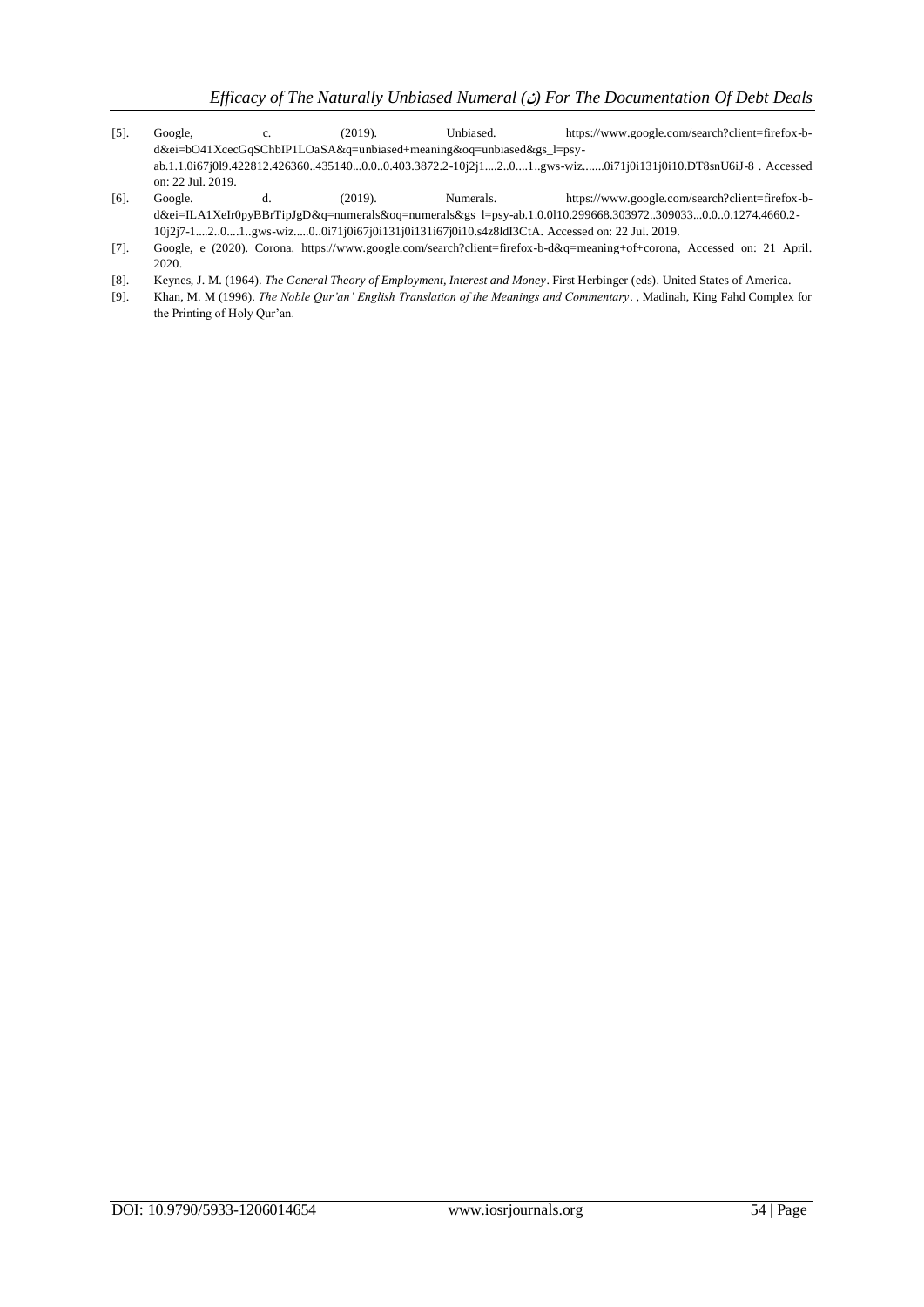[5]. Google, c. (2019). Unbiased. https://www.google.com/search?client=firefox-b-d&ei=bO41XcecGqSChbIP1LOaSA&q=unbiased+meaning&oq=unbiased&gs_l=psy-ab.1.1.0i67j0l9.422812.426360..435140...0.0..0.403.3872.2-10j2j1....2..0....1..gws-wiz.......0i71j0i131j0i10.DT8snU6iJ-8 . Accessed on: 22 Jul. 2019.

[6]. Google. d. (2019). Numerals. https://www.google.com/search?client=firefox-b-d&ei=ILA1XeIr0pyBBrTipJgD&q=numerals&oq=numerals&gs_l=psy-ab.1.0.0l10.299668.303972..309033...0.0..0.1274.4660.2-10j2j7-1....2..0....1..gws-wiz.....0..0i71j0i67j0i131j0i131i67j0i10.s4z8ldI3CtA. Accessed on: 22 Jul. 2019.

[7]. Google, e (2020). Corona. https://www.google.com/search?client=firefox-b-d&q=meaning+of+corona, Accessed on: 21 April. 2020.

[8]. Keynes, J. M. (1964). *The General Theory of Employment, Interest and Money*. First Herbinger (eds). United States of America.

[9]. Khan, M. M (1996). *The Noble Qur'an' English Translation of the Meanings and Commentary*. , Madinah, King Fahd Complex for the Printing of Holy Qur'an.